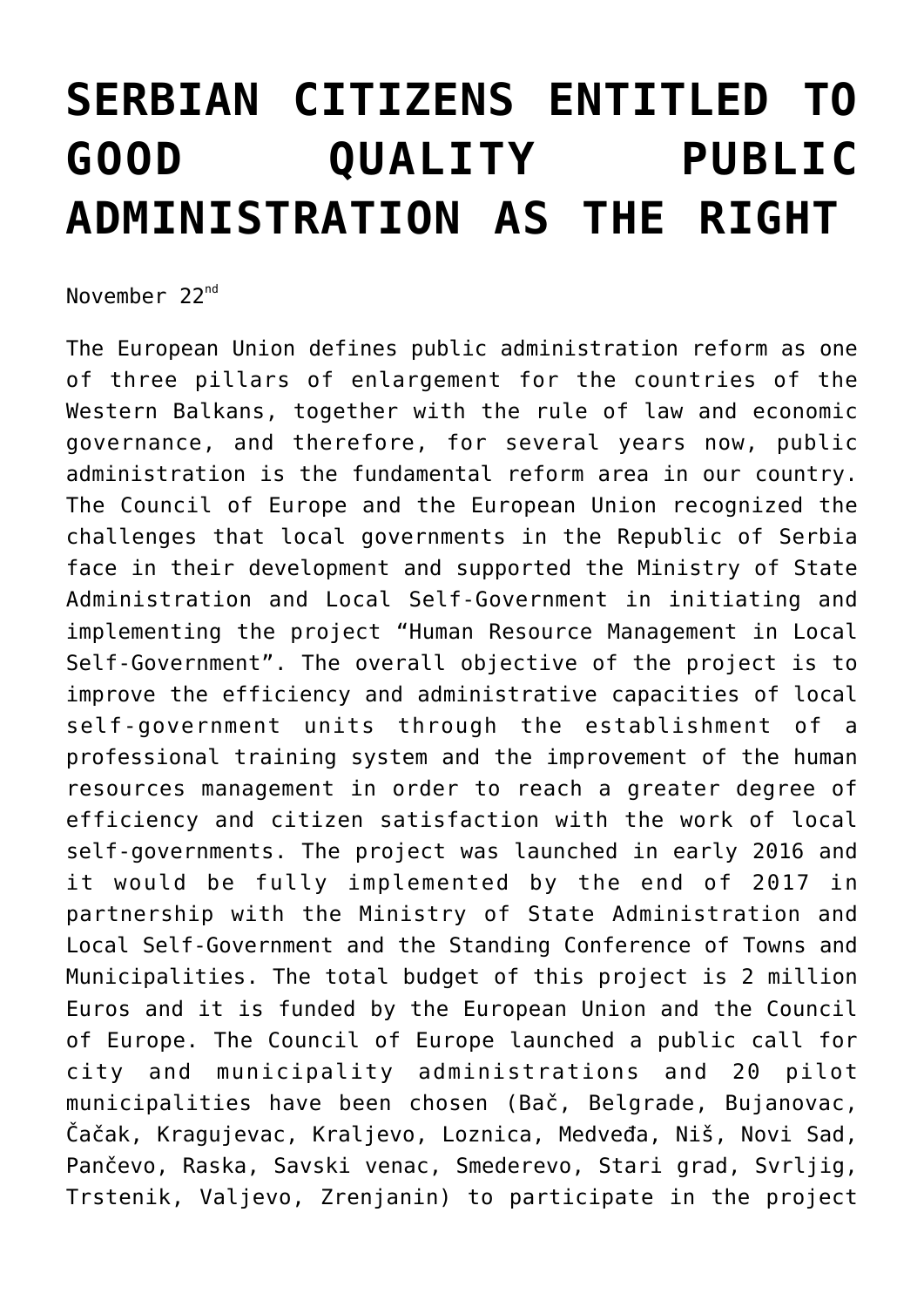# SERBIAN CITIZENS ENTITLED TO GOOD QUALITY PUBLIC ADMINISTRATION AS THE RIGHT

November 22nd

The European Union defines public administration reform as one of three pillars of enlargement for the countries of the Western Balkans, together with the rule of law and economic governance, and therefore, for several years now, public administration is the fundamental reform area in our country. The Council of Europe and the European Union recognized the challenges that local governments in the Republic of Serbia face in their development and supported the Ministry of State Administration and Local Self-Government in initiating and implementing the project "Human Resource Management in Local Self-Government". The overall objective of the project is to improve the efficiency and administrative capacities of local self-government units through the establishment of a professional training system and the improvement of the human resources management in order to reach a greater degree of efficiency and citizen satisfaction with the work of local self-governments. The project was launched in early 2016 and it would be fully implemented by the end of 2017 in partnership with the Ministry of State Administration and Local Self-Government and the Standing Conference of Towns and Municipalities. The total budget of this project is 2 million Euros and it is funded by the European Union and the Council of Europe. The Council of Europe launched a public call for city and municipality administrations and 20 pilot municipalities have been chosen (Bač, Belgrade, Bujanovac, Čačak, Kragujevac, Kraljevo, Loznica, Medveđa, Niš, Novi Sad, Pančevo, Raska, Savski venac, Smederevo, Stari grad, Svrljig, Trstenik, Valjevo, Zrenjanin) to participate in the project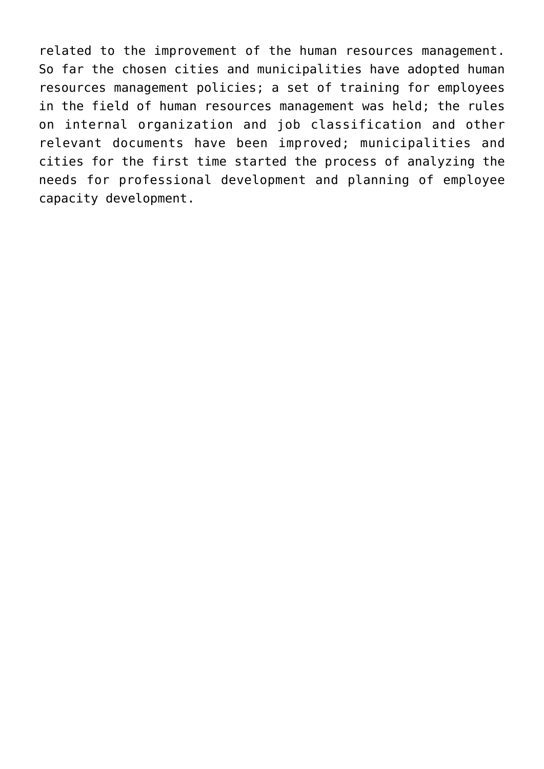related to the improvement of the human resources management. So far the chosen cities and municipalities have adopted human resources management policies; a set of training for employees in the field of human resources management was held; the rules on internal organization and job classification and other relevant documents have been improved; municipalities and cities for the first time started the process of analyzing the needs for professional development and planning of employee capacity development.